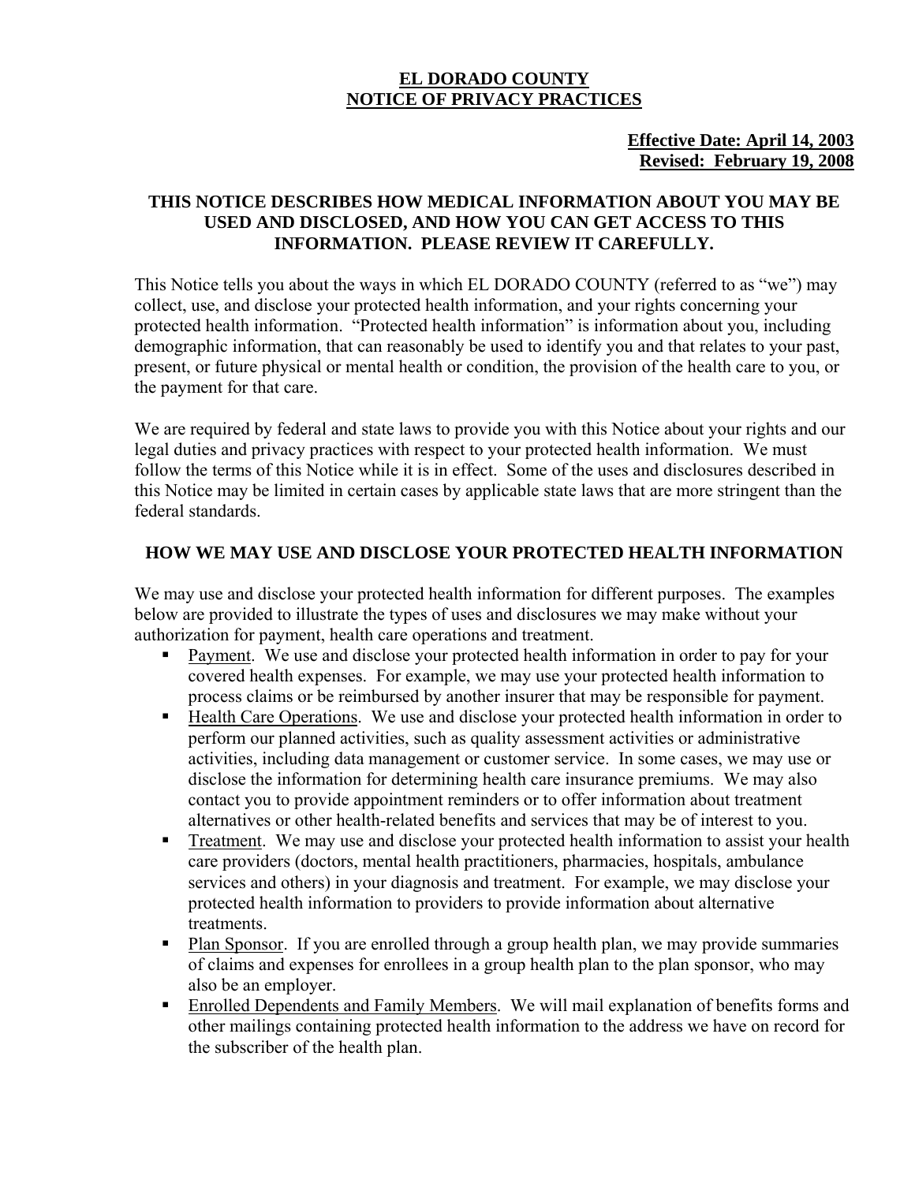# EL DORADO COUNTY
# NOTICE OF PRIVACY PRACTICES

**Effective Date: April 14, 2003**
**Revised: February 19, 2008**

**THIS NOTICE DESCRIBES HOW MEDICAL INFORMATION ABOUT YOU MAY BE USED AND DISCLOSED, AND HOW YOU CAN GET ACCESS TO THIS INFORMATION. PLEASE REVIEW IT CAREFULLY.**

This Notice tells you about the ways in which EL DORADO COUNTY (referred to as "we") may collect, use, and disclose your protected health information, and your rights concerning your protected health information. "Protected health information" is information about you, including demographic information, that can reasonably be used to identify you and that relates to your past, present, or future physical or mental health or condition, the provision of the health care to you, or the payment for that care.

We are required by federal and state laws to provide you with this Notice about your rights and our legal duties and privacy practices with respect to your protected health information. We must follow the terms of this Notice while it is in effect. Some of the uses and disclosures described in this Notice may be limited in certain cases by applicable state laws that are more stringent than the federal standards.

## HOW WE MAY USE AND DISCLOSE YOUR PROTECTED HEALTH INFORMATION

We may use and disclose your protected health information for different purposes. The examples below are provided to illustrate the types of uses and disclosures we may make without your authorization for payment, health care operations and treatment.

- Payment. We use and disclose your protected health information in order to pay for your covered health expenses. For example, we may use your protected health information to process claims or be reimbursed by another insurer that may be responsible for payment.
- Health Care Operations. We use and disclose your protected health information in order to perform our planned activities, such as quality assessment activities or administrative activities, including data management or customer service. In some cases, we may use or disclose the information for determining health care insurance premiums. We may also contact you to provide appointment reminders or to offer information about treatment alternatives or other health-related benefits and services that may be of interest to you.
- Treatment. We may use and disclose your protected health information to assist your health care providers (doctors, mental health practitioners, pharmacies, hospitals, ambulance services and others) in your diagnosis and treatment. For example, we may disclose your protected health information to providers to provide information about alternative treatments.
- Plan Sponsor. If you are enrolled through a group health plan, we may provide summaries of claims and expenses for enrollees in a group health plan to the plan sponsor, who may also be an employer.
- Enrolled Dependents and Family Members. We will mail explanation of benefits forms and other mailings containing protected health information to the address we have on record for the subscriber of the health plan.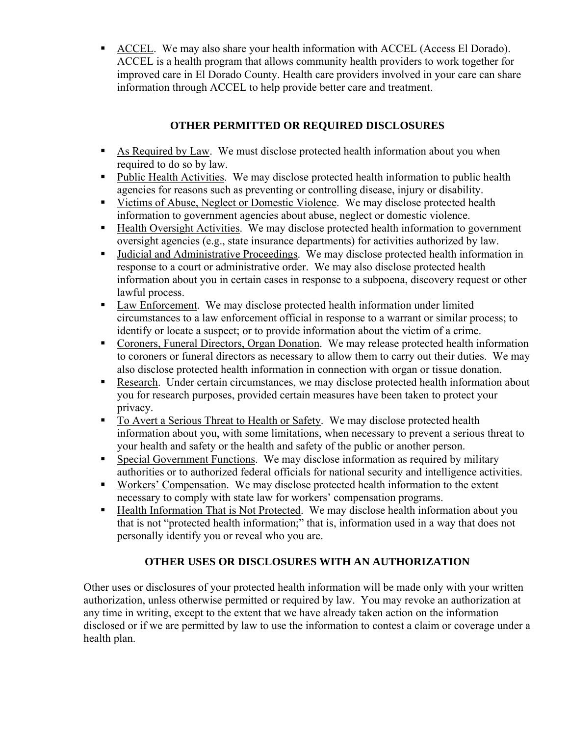- ACCEL. We may also share your health information with ACCEL (Access El Dorado). ACCEL is a health program that allows community health providers to work together for improved care in El Dorado County. Health care providers involved in your care can share information through ACCEL to help provide better care and treatment.

## OTHER PERMITTED OR REQUIRED DISCLOSURES

- As Required by Law. We must disclose protected health information about you when required to do so by law.
- Public Health Activities. We may disclose protected health information to public health agencies for reasons such as preventing or controlling disease, injury or disability.
- Victims of Abuse, Neglect or Domestic Violence. We may disclose protected health information to government agencies about abuse, neglect or domestic violence.
- Health Oversight Activities. We may disclose protected health information to government oversight agencies (e.g., state insurance departments) for activities authorized by law.
- Judicial and Administrative Proceedings. We may disclose protected health information in response to a court or administrative order. We may also disclose protected health information about you in certain cases in response to a subpoena, discovery request or other lawful process.
- Law Enforcement. We may disclose protected health information under limited circumstances to a law enforcement official in response to a warrant or similar process; to identify or locate a suspect; or to provide information about the victim of a crime.
- Coroners, Funeral Directors, Organ Donation. We may release protected health information to coroners or funeral directors as necessary to allow them to carry out their duties. We may also disclose protected health information in connection with organ or tissue donation.
- Research. Under certain circumstances, we may disclose protected health information about you for research purposes, provided certain measures have been taken to protect your privacy.
- To Avert a Serious Threat to Health or Safety. We may disclose protected health information about you, with some limitations, when necessary to prevent a serious threat to your health and safety or the health and safety of the public or another person.
- Special Government Functions. We may disclose information as required by military authorities or to authorized federal officials for national security and intelligence activities.
- Workers' Compensation. We may disclose protected health information to the extent necessary to comply with state law for workers' compensation programs.
- Health Information That is Not Protected. We may disclose health information about you that is not "protected health information;" that is, information used in a way that does not personally identify you or reveal who you are.

## OTHER USES OR DISCLOSURES WITH AN AUTHORIZATION

Other uses or disclosures of your protected health information will be made only with your written authorization, unless otherwise permitted or required by law. You may revoke an authorization at any time in writing, except to the extent that we have already taken action on the information disclosed or if we are permitted by law to use the information to contest a claim or coverage under a health plan.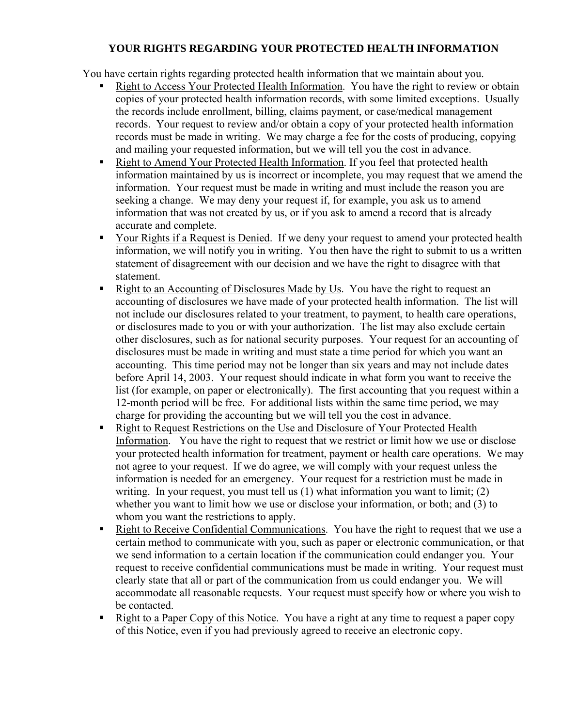## YOUR RIGHTS REGARDING YOUR PROTECTED HEALTH INFORMATION

You have certain rights regarding protected health information that we maintain about you.

- Right to Access Your Protected Health Information. You have the right to review or obtain copies of your protected health information records, with some limited exceptions. Usually the records include enrollment, billing, claims payment, or case/medical management records. Your request to review and/or obtain a copy of your protected health information records must be made in writing. We may charge a fee for the costs of producing, copying and mailing your requested information, but we will tell you the cost in advance.
- Right to Amend Your Protected Health Information. If you feel that protected health information maintained by us is incorrect or incomplete, you may request that we amend the information. Your request must be made in writing and must include the reason you are seeking a change. We may deny your request if, for example, you ask us to amend information that was not created by us, or if you ask to amend a record that is already accurate and complete.
- Your Rights if a Request is Denied. If we deny your request to amend your protected health information, we will notify you in writing. You then have the right to submit to us a written statement of disagreement with our decision and we have the right to disagree with that statement.
- Right to an Accounting of Disclosures Made by Us. You have the right to request an accounting of disclosures we have made of your protected health information. The list will not include our disclosures related to your treatment, to payment, to health care operations, or disclosures made to you or with your authorization. The list may also exclude certain other disclosures, such as for national security purposes. Your request for an accounting of disclosures must be made in writing and must state a time period for which you want an accounting. This time period may not be longer than six years and may not include dates before April 14, 2003. Your request should indicate in what form you want to receive the list (for example, on paper or electronically). The first accounting that you request within a 12-month period will be free. For additional lists within the same time period, we may charge for providing the accounting but we will tell you the cost in advance.
- Right to Request Restrictions on the Use and Disclosure of Your Protected Health Information. You have the right to request that we restrict or limit how we use or disclose your protected health information for treatment, payment or health care operations. We may not agree to your request. If we do agree, we will comply with your request unless the information is needed for an emergency. Your request for a restriction must be made in writing. In your request, you must tell us (1) what information you want to limit; (2) whether you want to limit how we use or disclose your information, or both; and (3) to whom you want the restrictions to apply.
- Right to Receive Confidential Communications. You have the right to request that we use a certain method to communicate with you, such as paper or electronic communication, or that we send information to a certain location if the communication could endanger you. Your request to receive confidential communications must be made in writing. Your request must clearly state that all or part of the communication from us could endanger you. We will accommodate all reasonable requests. Your request must specify how or where you wish to be contacted.
- Right to a Paper Copy of this Notice. You have a right at any time to request a paper copy of this Notice, even if you had previously agreed to receive an electronic copy.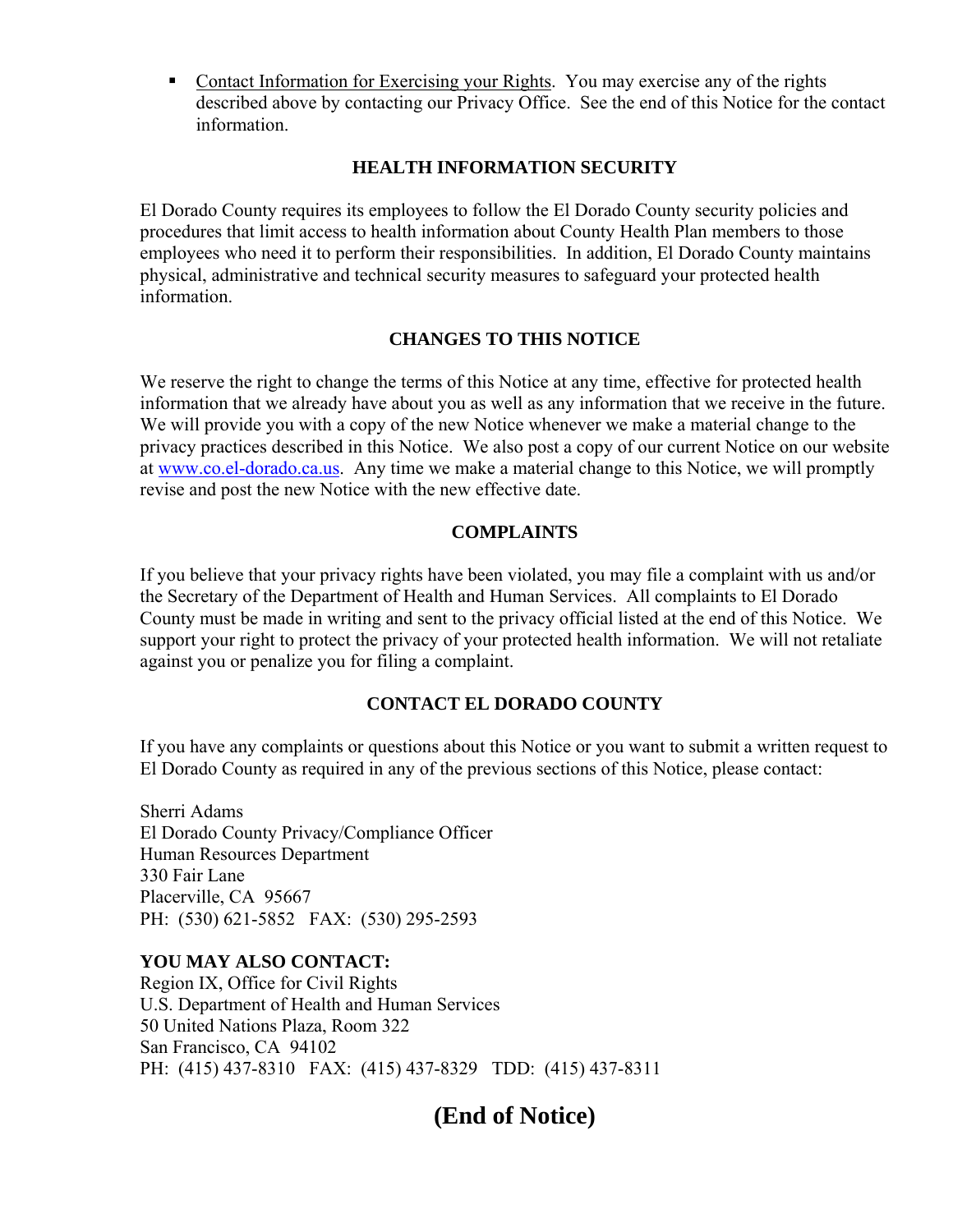- Contact Information for Exercising your Rights. You may exercise any of the rights described above by contacting our Privacy Office. See the end of this Notice for the contact information.

## HEALTH INFORMATION SECURITY

El Dorado County requires its employees to follow the El Dorado County security policies and procedures that limit access to health information about County Health Plan members to those employees who need it to perform their responsibilities. In addition, El Dorado County maintains physical, administrative and technical security measures to safeguard your protected health information.

## CHANGES TO THIS NOTICE

We reserve the right to change the terms of this Notice at any time, effective for protected health information that we already have about you as well as any information that we receive in the future. We will provide you with a copy of the new Notice whenever we make a material change to the privacy practices described in this Notice. We also post a copy of our current Notice on our website at www.co.el-dorado.ca.us. Any time we make a material change to this Notice, we will promptly revise and post the new Notice with the new effective date.

## COMPLAINTS

If you believe that your privacy rights have been violated, you may file a complaint with us and/or the Secretary of the Department of Health and Human Services. All complaints to El Dorado County must be made in writing and sent to the privacy official listed at the end of this Notice. We support your right to protect the privacy of your protected health information. We will not retaliate against you or penalize you for filing a complaint.

## CONTACT EL DORADO COUNTY

If you have any complaints or questions about this Notice or you want to submit a written request to El Dorado County as required in any of the previous sections of this Notice, please contact:

Sherri Adams
El Dorado County Privacy/Compliance Officer
Human Resources Department
330 Fair Lane
Placerville, CA 95667
PH: (530) 621-5852 FAX: (530) 295-2593

**YOU MAY ALSO CONTACT:**
Region IX, Office for Civil Rights
U.S. Department of Health and Human Services
50 United Nations Plaza, Room 322
San Francisco, CA 94102
PH: (415) 437-8310 FAX: (415) 437-8329 TDD: (415) 437-8311

**(End of Notice)**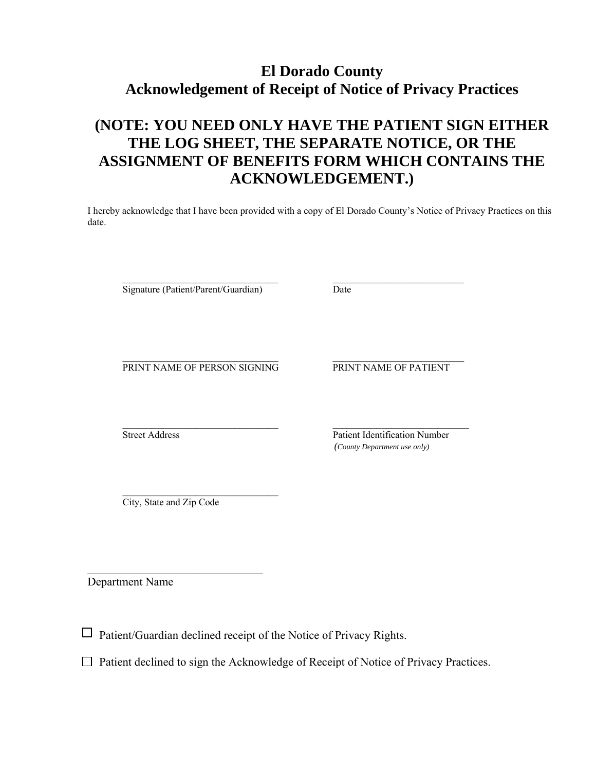# El Dorado County
# Acknowledgement of Receipt of Notice of Privacy Practices

## (NOTE: YOU NEED ONLY HAVE THE PATIENT SIGN EITHER THE LOG SHEET, THE SEPARATE NOTICE, OR THE ASSIGNMENT OF BENEFITS FORM WHICH CONTAINS THE ACKNOWLEDGEMENT.)

I hereby acknowledge that I have been provided with a copy of El Dorado County's Notice of Privacy Practices on this date.

| | |
|---|---|
| \_\_\_\_\_\_\_\_\_\_\_\_\_\_\_\_\_\_\_\_\_\_\_\_\_\_\_\_\_\_ Signature (Patient/Parent/Guardian) | \_\_\_\_\_\_\_\_\_\_\_\_\_\_\_\_\_\_\_\_\_\_\_\_\_\_ Date |
| \_\_\_\_\_\_\_\_\_\_\_\_\_\_\_\_\_\_\_\_\_\_\_\_\_\_\_\_\_\_ PRINT NAME OF PERSON SIGNING | \_\_\_\_\_\_\_\_\_\_\_\_\_\_\_\_\_\_\_\_\_\_\_\_\_\_ PRINT NAME OF PATIENT |
| \_\_\_\_\_\_\_\_\_\_\_\_\_\_\_\_\_\_\_\_\_\_\_\_\_\_\_\_\_\_ Street Address | \_\_\_\_\_\_\_\_\_\_\_\_\_\_\_\_\_\_\_\_\_\_\_\_\_\_ Patient Identification Number *(County Department use only)* |
| \_\_\_\_\_\_\_\_\_\_\_\_\_\_\_\_\_\_\_\_\_\_\_\_\_\_\_\_\_\_ City, State and Zip Code | |

\_\_\_\_\_\_\_\_\_\_\_\_\_\_\_\_\_\_\_\_\_\_\_\_\_\_\_\_\_\_
Department Name

☐ Patient/Guardian declined receipt of the Notice of Privacy Rights.

☐ Patient declined to sign the Acknowledge of Receipt of Notice of Privacy Practices.